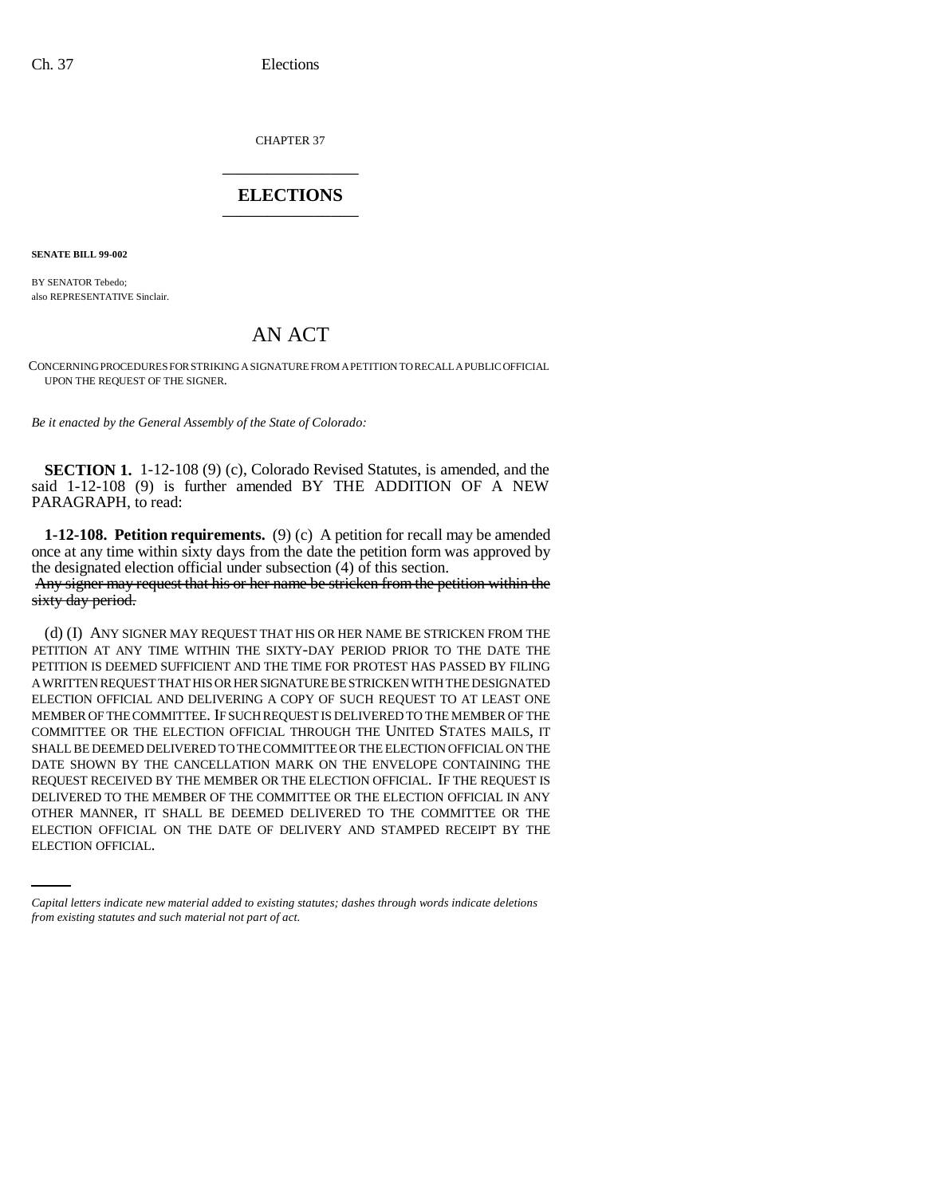CHAPTER 37

# ELECTIONS

**SENATE BILL 99-002**

BY SENATOR Tebedo;
also REPRESENTATIVE Sinclair.

# AN ACT

CONCERNING PROCEDURES FOR STRIKING A SIGNATURE FROM A PETITION TO RECALL A PUBLIC OFFICIAL UPON THE REQUEST OF THE SIGNER.

*Be it enacted by the General Assembly of the State of Colorado:*

**SECTION 1.** 1-12-108 (9) (c), Colorado Revised Statutes, is amended, and the said 1-12-108 (9) is further amended BY THE ADDITION OF A NEW PARAGRAPH, to read:

**1-12-108. Petition requirements.** (9) (c) A petition for recall may be amended once at any time within sixty days from the date the petition form was approved by the designated election official under subsection (4) of this section. ~~Any signer may request that his or her name be stricken from the petition within the sixty day period.~~

(d) (I) ANY SIGNER MAY REQUEST THAT HIS OR HER NAME BE STRICKEN FROM THE PETITION AT ANY TIME WITHIN THE SIXTY-DAY PERIOD PRIOR TO THE DATE THE PETITION IS DEEMED SUFFICIENT AND THE TIME FOR PROTEST HAS PASSED BY FILING A WRITTEN REQUEST THAT HIS OR HER SIGNATURE BE STRICKEN WITH THE DESIGNATED ELECTION OFFICIAL AND DELIVERING A COPY OF SUCH REQUEST TO AT LEAST ONE MEMBER OF THE COMMITTEE. IF SUCH REQUEST IS DELIVERED TO THE MEMBER OF THE COMMITTEE OR THE ELECTION OFFICIAL THROUGH THE UNITED STATES MAILS, IT SHALL BE DEEMED DELIVERED TO THE COMMITTEE OR THE ELECTION OFFICIAL ON THE DATE SHOWN BY THE CANCELLATION MARK ON THE ENVELOPE CONTAINING THE REQUEST RECEIVED BY THE MEMBER OR THE ELECTION OFFICIAL. IF THE REQUEST IS DELIVERED TO THE MEMBER OF THE COMMITTEE OR THE ELECTION OFFICIAL IN ANY OTHER MANNER, IT SHALL BE DEEMED DELIVERED TO THE COMMITTEE OR THE ELECTION OFFICIAL ON THE DATE OF DELIVERY AND STAMPED RECEIPT BY THE ELECTION OFFICIAL.

---

*Capital letters indicate new material added to existing statutes; dashes through words indicate deletions from existing statutes and such material not part of act.*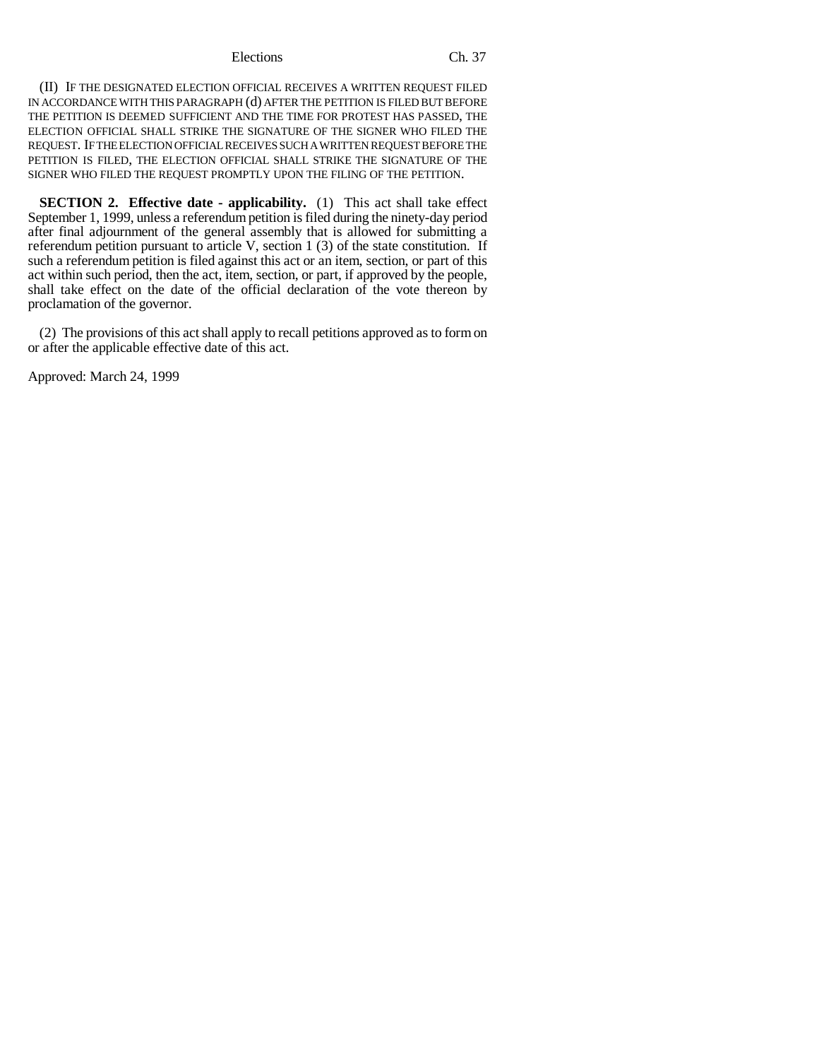(II) IF THE DESIGNATED ELECTION OFFICIAL RECEIVES A WRITTEN REQUEST FILED IN ACCORDANCE WITH THIS PARAGRAPH (d) AFTER THE PETITION IS FILED BUT BEFORE THE PETITION IS DEEMED SUFFICIENT AND THE TIME FOR PROTEST HAS PASSED, THE ELECTION OFFICIAL SHALL STRIKE THE SIGNATURE OF THE SIGNER WHO FILED THE REQUEST. IF THE ELECTION OFFICIAL RECEIVES SUCH A WRITTEN REQUEST BEFORE THE PETITION IS FILED, THE ELECTION OFFICIAL SHALL STRIKE THE SIGNATURE OF THE SIGNER WHO FILED THE REQUEST PROMPTLY UPON THE FILING OF THE PETITION.

**SECTION 2. Effective date - applicability.** (1) This act shall take effect September 1, 1999, unless a referendum petition is filed during the ninety-day period after final adjournment of the general assembly that is allowed for submitting a referendum petition pursuant to article V, section 1 (3) of the state constitution. If such a referendum petition is filed against this act or an item, section, or part of this act within such period, then the act, item, section, or part, if approved by the people, shall take effect on the date of the official declaration of the vote thereon by proclamation of the governor.

(2) The provisions of this act shall apply to recall petitions approved as to form on or after the applicable effective date of this act.

Approved: March 24, 1999